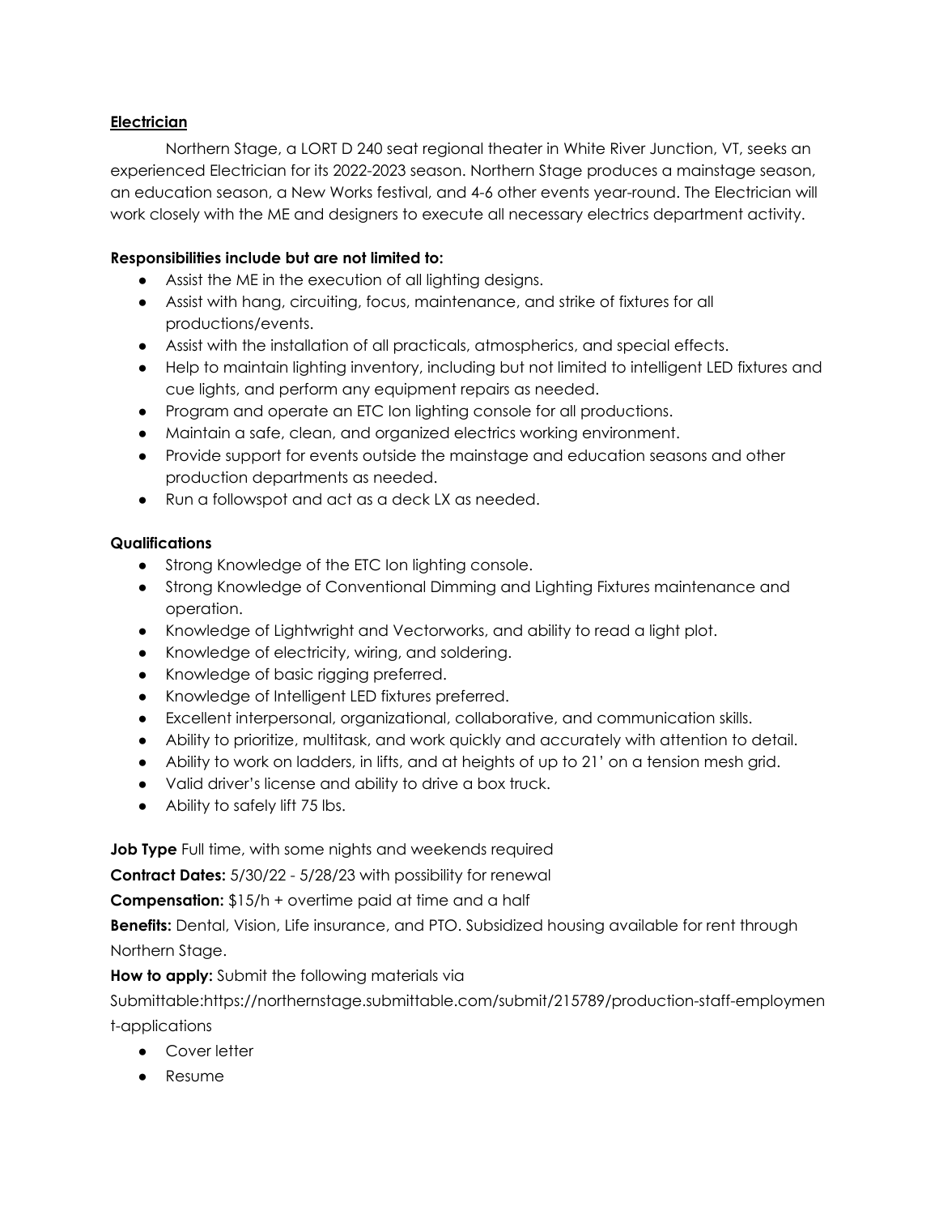**<u>Electrician</u>**

Northern Stage, a LORT D 240 seat regional theater in White River Junction, VT, seeks an experienced Electrician for its 2022-2023 season. Northern Stage produces a mainstage season, an education season, a New Works festival, and 4-6 other events year-round. The Electrician will work closely with the ME and designers to execute all necessary electrics department activity.

**Responsibilities include but are not limited to:**

- Assist the ME in the execution of all lighting designs.
- Assist with hang, circuiting, focus, maintenance, and strike of fixtures for all productions/events.
- Assist with the installation of all practicals, atmospherics, and special effects.
- Help to maintain lighting inventory, including but not limited to intelligent LED fixtures and cue lights, and perform any equipment repairs as needed.
- Program and operate an ETC Ion lighting console for all productions.
- Maintain a safe, clean, and organized electrics working environment.
- Provide support for events outside the mainstage and education seasons and other production departments as needed.
- Run a followspot and act as a deck LX as needed.

**Qualifications**

- Strong Knowledge of the ETC Ion lighting console.
- Strong Knowledge of Conventional Dimming and Lighting Fixtures maintenance and operation.
- Knowledge of Lightwright and Vectorworks, and ability to read a light plot.
- Knowledge of electricity, wiring, and soldering.
- Knowledge of basic rigging preferred.
- Knowledge of Intelligent LED fixtures preferred.
- Excellent interpersonal, organizational, collaborative, and communication skills.
- Ability to prioritize, multitask, and work quickly and accurately with attention to detail.
- Ability to work on ladders, in lifts, and at heights of up to 21' on a tension mesh grid.
- Valid driver's license and ability to drive a box truck.
- Ability to safely lift 75 lbs.

**Job Type** Full time, with some nights and weekends required

**Contract Dates:** 5/30/22 - 5/28/23 with possibility for renewal

**Compensation:** $15/h + overtime paid at time and a half

**Benefits:** Dental, Vision, Life insurance, and PTO. Subsidized housing available for rent through Northern Stage.

**How to apply:** Submit the following materials via Submittable:https://northernstage.submittable.com/submit/215789/production-staff-employment-applications

- Cover letter
- Resume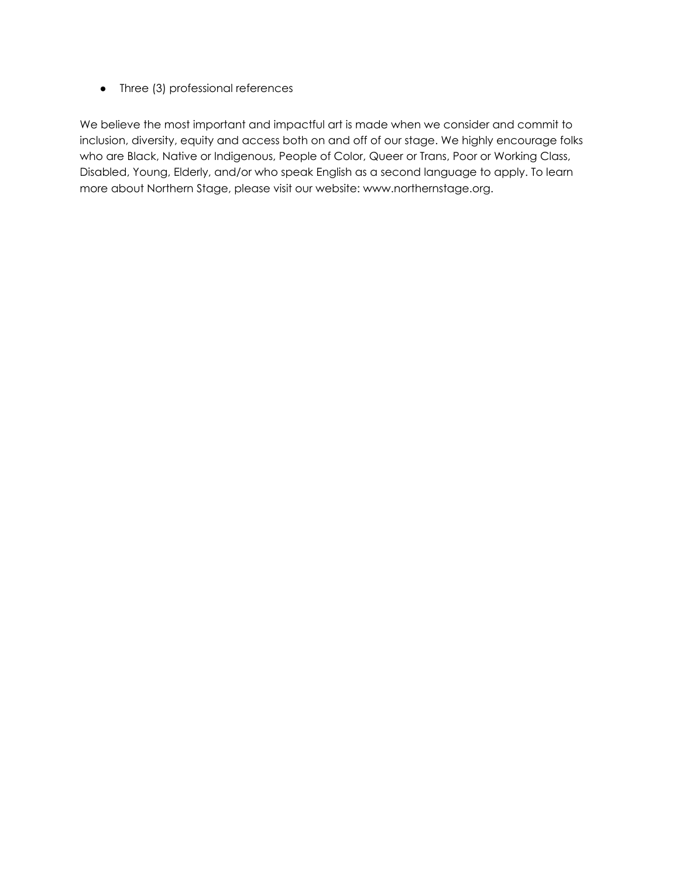- Three (3) professional references

We believe the most important and impactful art is made when we consider and commit to inclusion, diversity, equity and access both on and off of our stage. We highly encourage folks who are Black, Native or Indigenous, People of Color, Queer or Trans, Poor or Working Class, Disabled, Young, Elderly, and/or who speak English as a second language to apply. To learn more about Northern Stage, please visit our website: www.northernstage.org.